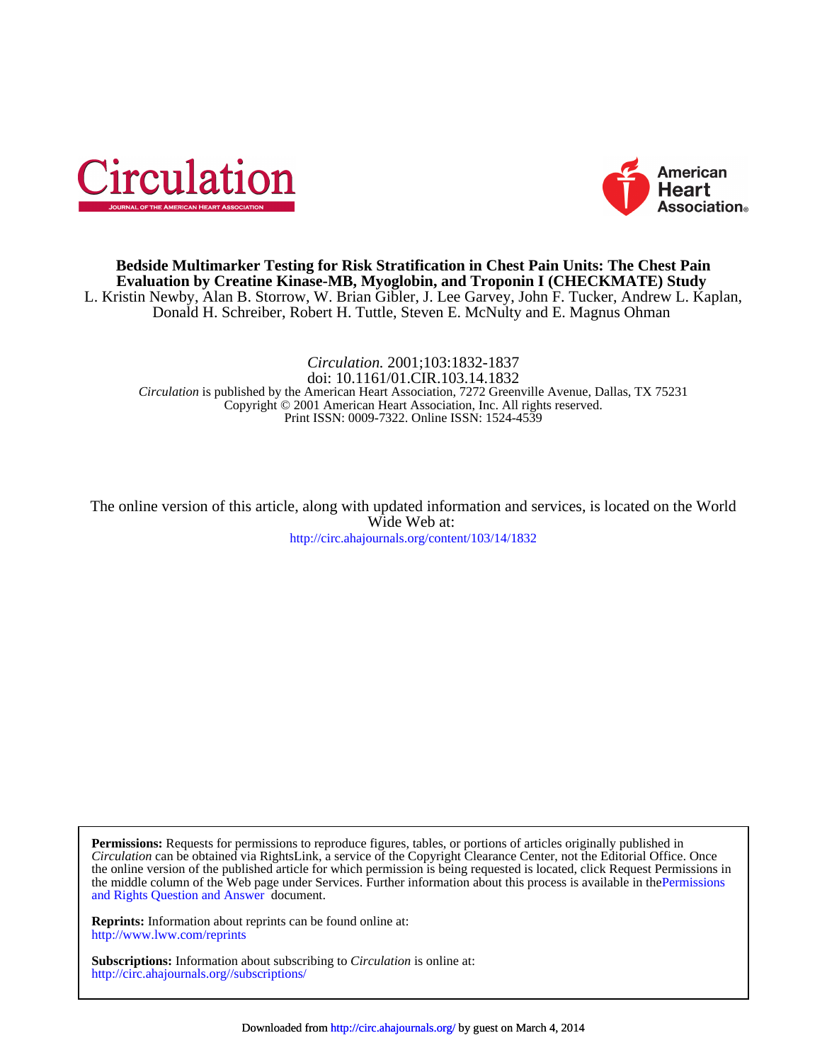Circulation

JOURNAL OF THE AMERICAN HEART ASSOCIATION

American Heart Association

# Bedside Multimarker Testing for Risk Stratification in Chest Pain Units: The Chest Pain Evaluation by Creatine Kinase-MB, Myoglobin, and Troponin I (CHECKMATE) Study

L. Kristin Newby, Alan B. Storrow, W. Brian Gibler, J. Lee Garvey, John F. Tucker, Andrew L. Kaplan, Donald H. Schreiber, Robert H. Tuttle, Steven E. McNulty and E. Magnus Ohman

*Circulation.* 2001;103:1832-1837
doi: 10.1161/01.CIR.103.14.1832
*Circulation* is published by the American Heart Association, 7272 Greenville Avenue, Dallas, TX 75231
Copyright © 2001 American Heart Association, Inc. All rights reserved.
Print ISSN: 0009-7322. Online ISSN: 1524-4539

The online version of this article, along with updated information and services, is located on the World Wide Web at:
http://circ.ahajournals.org/content/103/14/1832

**Permissions:** Requests for permissions to reproduce figures, tables, or portions of articles originally published in *Circulation* can be obtained via RightsLink, a service of the Copyright Clearance Center, not the Editorial Office. Once the online version of the published article for which permission is being requested is located, click Request Permissions in the middle column of the Web page under Services. Further information about this process is available in the Permissions and Rights Question and Answer document.

**Reprints:** Information about reprints can be found online at:
http://www.lww.com/reprints

**Subscriptions:** Information about subscribing to *Circulation* is online at:
http://circ.ahajournals.org//subscriptions/

Downloaded from http://circ.ahajournals.org/ by guest on March 4, 2014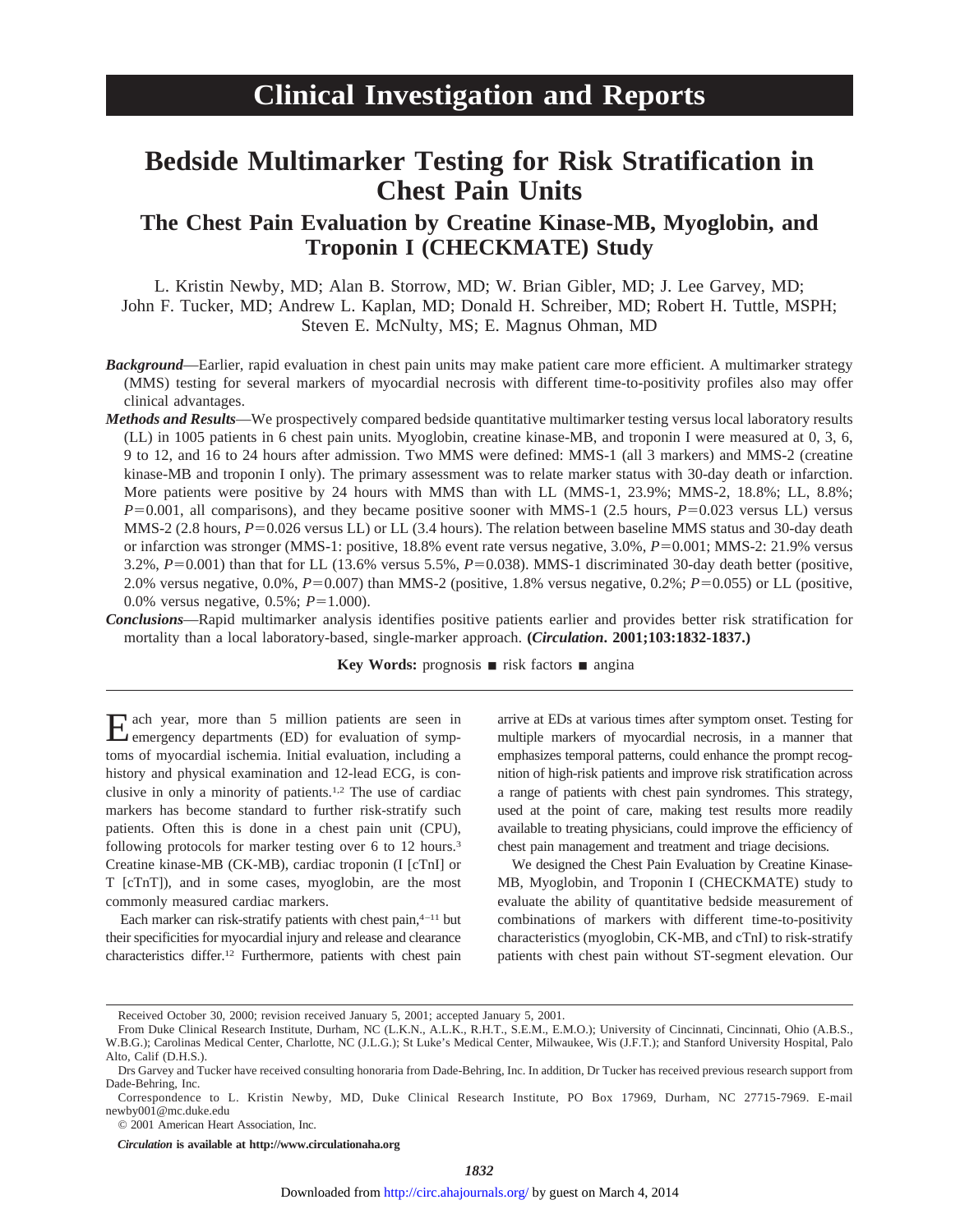# Clinical Investigation and Reports

# Bedside Multimarker Testing for Risk Stratification in Chest Pain Units

## The Chest Pain Evaluation by Creatine Kinase-MB, Myoglobin, and Troponin I (CHECKMATE) Study

L. Kristin Newby, MD; Alan B. Storrow, MD; W. Brian Gibler, MD; J. Lee Garvey, MD; John F. Tucker, MD; Andrew L. Kaplan, MD; Donald H. Schreiber, MD; Robert H. Tuttle, MSPH; Steven E. McNulty, MS; E. Magnus Ohman, MD

***Background*****—**Earlier, rapid evaluation in chest pain units may make patient care more efficient. A multimarker strategy (MMS) testing for several markers of myocardial necrosis with different time-to-positivity profiles also may offer clinical advantages.

***Methods and Results*****—**We prospectively compared bedside quantitative multimarker testing versus local laboratory results (LL) in 1005 patients in 6 chest pain units. Myoglobin, creatine kinase-MB, and troponin I were measured at 0, 3, 6, 9 to 12, and 16 to 24 hours after admission. Two MMS were defined: MMS-1 (all 3 markers) and MMS-2 (creatine kinase-MB and troponin I only). The primary assessment was to relate marker status with 30-day death or infarction. More patients were positive by 24 hours with MMS than with LL (MMS-1, 23.9%; MMS-2, 18.8%; LL, 8.8%; $P=0.001$, all comparisons), and they became positive sooner with MMS-1 (2.5 hours, $P=0.023$ versus LL) versus MMS-2 (2.8 hours, $P=0.026$ versus LL) or LL (3.4 hours). The relation between baseline MMS status and 30-day death or infarction was stronger (MMS-1: positive, 18.8% event rate versus negative, 3.0%, $P=0.001$; MMS-2: 21.9% versus 3.2%, $P=0.001$) than that for LL (13.6% versus 5.5%, $P=0.038$). MMS-1 discriminated 30-day death better (positive, 2.0% versus negative, 0.0%, $P=0.007$) than MMS-2 (positive, 1.8% versus negative, 0.2%; $P=0.055$) or LL (positive, 0.0% versus negative, 0.5%; $P=1.000$).

***Conclusions*****—**Rapid multimarker analysis identifies positive patients earlier and provides better risk stratification for mortality than a local laboratory-based, single-marker approach. **(*Circulation*. 2001;103:1832-1837.)**

**Key Words:** prognosis ■ risk factors ■ angina

Each year, more than 5 million patients are seen in emergency departments (ED) for evaluation of symptoms of myocardial ischemia. Initial evaluation, including a history and physical examination and 12-lead ECG, is conclusive in only a minority of patients.[1,2] The use of cardiac markers has become standard to further risk-stratify such patients. Often this is done in a chest pain unit (CPU), following protocols for marker testing over 6 to 12 hours.[3] Creatine kinase-MB (CK-MB), cardiac troponin (I [cTnI] or T [cTnT]), and in some cases, myoglobin, are the most commonly measured cardiac markers.

Each marker can risk-stratify patients with chest pain,[4–11] but their specificities for myocardial injury and release and clearance characteristics differ.[12] Furthermore, patients with chest pain arrive at EDs at various times after symptom onset. Testing for multiple markers of myocardial necrosis, in a manner that emphasizes temporal patterns, could enhance the prompt recognition of high-risk patients and improve risk stratification across a range of patients with chest pain syndromes. This strategy, used at the point of care, making test results more readily available to treating physicians, could improve the efficiency of chest pain management and treatment and triage decisions.

We designed the Chest Pain Evaluation by Creatine Kinase-MB, Myoglobin, and Troponin I (CHECKMATE) study to evaluate the ability of quantitative bedside measurement of combinations of markers with different time-to-positivity characteristics (myoglobin, CK-MB, and cTnI) to risk-stratify patients with chest pain without ST-segment elevation. Our

---

Received October 30, 2000; revision received January 5, 2001; accepted January 5, 2001.

From Duke Clinical Research Institute, Durham, NC (L.K.N., A.L.K., R.H.T., S.E.M., E.M.O.); University of Cincinnati, Cincinnati, Ohio (A.B.S., W.B.G.); Carolinas Medical Center, Charlotte, NC (J.L.G.); St Luke's Medical Center, Milwaukee, Wis (J.F.T.); and Stanford University Hospital, Palo Alto, Calif (D.H.S.).

Drs Garvey and Tucker have received consulting honoraria from Dade-Behring, Inc. In addition, Dr Tucker has received previous research support from Dade-Behring, Inc.

Correspondence to L. Kristin Newby, MD, Duke Clinical Research Institute, PO Box 17969, Durham, NC 27715-7969. E-mail newby001@mc.duke.edu

© 2001 American Heart Association, Inc.

***Circulation*** **is available at http://www.circulationaha.org**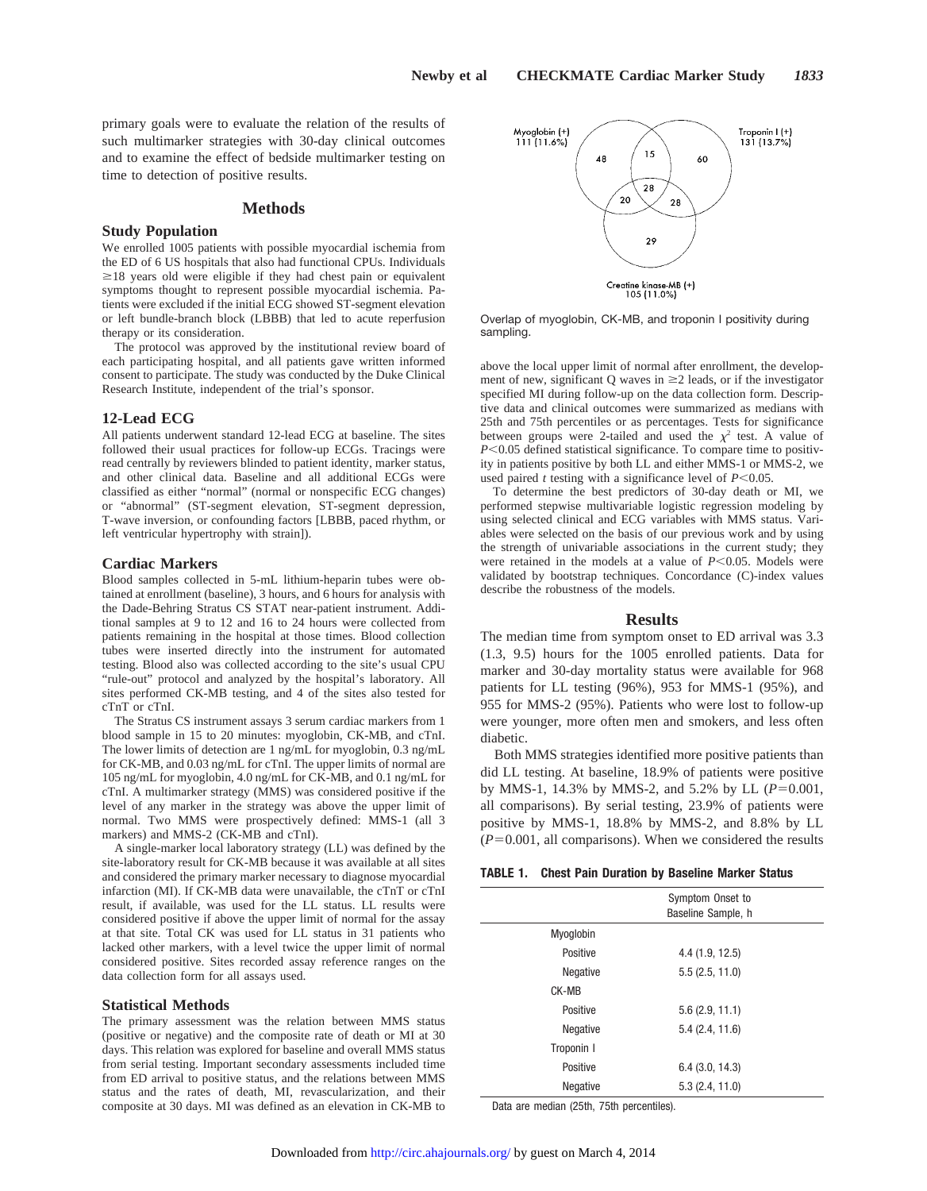primary goals were to evaluate the relation of the results of such multimarker strategies with 30-day clinical outcomes and to examine the effect of bedside multimarker testing on time to detection of positive results.

## Methods

### Study Population

We enrolled 1005 patients with possible myocardial ischemia from the ED of 6 US hospitals that also had functional CPUs. Individuals ≥18 years old were eligible if they had chest pain or equivalent symptoms thought to represent possible myocardial ischemia. Patients were excluded if the initial ECG showed ST-segment elevation or left bundle-branch block (LBBB) that led to acute reperfusion therapy or its consideration.

The protocol was approved by the institutional review board of each participating hospital, and all patients gave written informed consent to participate. The study was conducted by the Duke Clinical Research Institute, independent of the trial's sponsor.

### 12-Lead ECG

All patients underwent standard 12-lead ECG at baseline. The sites followed their usual practices for follow-up ECGs. Tracings were read centrally by reviewers blinded to patient identity, marker status, and other clinical data. Baseline and all additional ECGs were classified as either "normal" (normal or nonspecific ECG changes) or "abnormal" (ST-segment elevation, ST-segment depression, T-wave inversion, or confounding factors [LBBB, paced rhythm, or left ventricular hypertrophy with strain]).

### Cardiac Markers

Blood samples collected in 5-mL lithium-heparin tubes were obtained at enrollment (baseline), 3 hours, and 6 hours for analysis with the Dade-Behring Stratus CS STAT near-patient instrument. Additional samples at 9 to 12 and 16 to 24 hours were collected from patients remaining in the hospital at those times. Blood collection tubes were inserted directly into the instrument for automated testing. Blood also was collected according to the site's usual CPU "rule-out" protocol and analyzed by the hospital's laboratory. All sites performed CK-MB testing, and 4 of the sites also tested for cTnT or cTnI.

The Stratus CS instrument assays 3 serum cardiac markers from 1 blood sample in 15 to 20 minutes: myoglobin, CK-MB, and cTnI. The lower limits of detection are 1 ng/mL for myoglobin, 0.3 ng/mL for CK-MB, and 0.03 ng/mL for cTnI. The upper limits of normal are 105 ng/mL for myoglobin, 4.0 ng/mL for CK-MB, and 0.1 ng/mL for cTnI. A multimarker strategy (MMS) was considered positive if the level of any marker in the strategy was above the upper limit of normal. Two MMS were prospectively defined: MMS-1 (all 3 markers) and MMS-2 (CK-MB and cTnI).

A single-marker local laboratory strategy (LL) was defined by the site-laboratory result for CK-MB because it was available at all sites and considered the primary marker necessary to diagnose myocardial infarction (MI). If CK-MB data were unavailable, the cTnT or cTnI result, if available, was used for the LL status. LL results were considered positive if above the upper limit of normal for the assay at that site. Total CK was used for LL status in 31 patients who lacked other markers, with a level twice the upper limit of normal considered positive. Sites recorded assay reference ranges on the data collection form for all assays used.

### Statistical Methods

The primary assessment was the relation between MMS status (positive or negative) and the composite rate of death or MI at 30 days. This relation was explored for baseline and overall MMS status from serial testing. Important secondary assessments included time from ED arrival to positive status, and the relations between MMS status and the rates of death, MI, revascularization, and their composite at 30 days. MI was defined as an elevation in CK-MB to above the local upper limit of normal after enrollment, the development of new, significant Q waves in ≥2 leads, or if the investigator specified MI during follow-up on the data collection form. Descriptive data and clinical outcomes were summarized as medians with 25th and 75th percentiles or as percentages. Tests for significance between groups were 2-tailed and used the $\chi^2$ test. A value of $P<0.05$ defined statistical significance. To compare time to positivity in patients positive by both LL and either MMS-1 or MMS-2, we used paired $t$ testing with a significance level of $P<0.05$.

To determine the best predictors of 30-day death or MI, we performed stepwise multivariable logistic regression modeling by using selected clinical and ECG variables with MMS status. Variables were selected on the basis of our previous work and by using the strength of univariable associations in the current study; they were retained in the models at a value of $P<0.05$. Models were validated by bootstrap techniques. Concordance (C)-index values describe the robustness of the models.

Myoglobin (+)
111 (11.6%)
Troponin I (+)
131 (13.7%)
48
15
60
28
20
28
29
Creatine kinase-MB (+)
105 (11.0%)

Overlap of myoglobin, CK-MB, and troponin I positivity during sampling.

## Results

The median time from symptom onset to ED arrival was 3.3 (1.3, 9.5) hours for the 1005 enrolled patients. Data for marker and 30-day mortality status were available for 968 patients for LL testing (96%), 953 for MMS-1 (95%), and 955 for MMS-2 (95%). Patients who were lost to follow-up were younger, more often men and smokers, and less often diabetic.

Both MMS strategies identified more positive patients than did LL testing. At baseline, 18.9% of patients were positive by MMS-1, 14.3% by MMS-2, and 5.2% by LL ($P=0.001$, all comparisons). By serial testing, 23.9% of patients were positive by MMS-1, 18.8% by MMS-2, and 8.8% by LL ($P=0.001$, all comparisons). When we considered the results

**TABLE 1. Chest Pain Duration by Baseline Marker Status**

| | Symptom Onset to Baseline Sample, h |
|---|---|
| Myoglobin | |
| Positive | 4.4 (1.9, 12.5) |
| Negative | 5.5 (2.5, 11.0) |
| CK-MB | |
| Positive | 5.6 (2.9, 11.1) |
| Negative | 5.4 (2.4, 11.6) |
| Troponin I | |
| Positive | 6.4 (3.0, 14.3) |
| Negative | 5.3 (2.4, 11.0) |

Data are median (25th, 75th percentiles).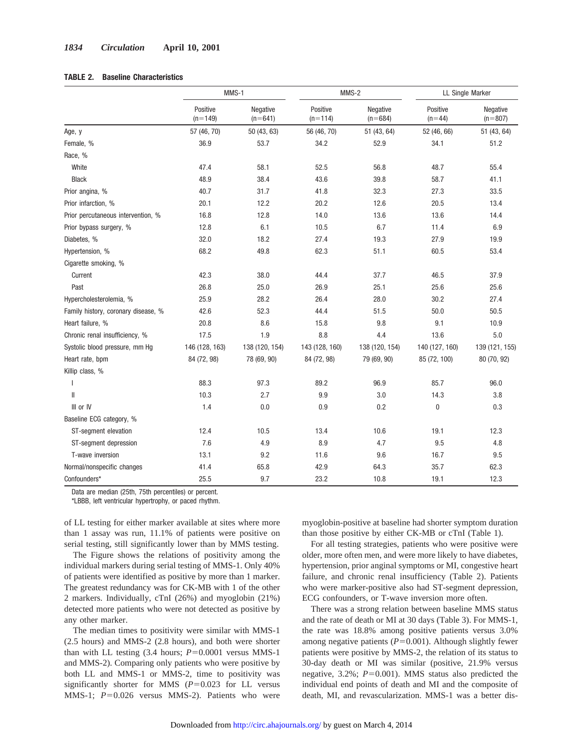**TABLE 2. Baseline Characteristics**

| | MMS-1 | | MMS-2 | | LL Single Marker | |
|---|---|---|---|---|---|---|
| | Positive (n=149) | Negative (n=641) | Positive (n=114) | Negative (n=684) | Positive (n=44) | Negative (n=807) |
| Age, y | 57 (46, 70) | 50 (43, 63) | 56 (46, 70) | 51 (43, 64) | 52 (46, 66) | 51 (43, 64) |
| Female, % | 36.9 | 53.7 | 34.2 | 52.9 | 34.1 | 51.2 |
| Race, % | | | | | | |
| White | 47.4 | 58.1 | 52.5 | 56.8 | 48.7 | 55.4 |
| Black | 48.9 | 38.4 | 43.6 | 39.8 | 58.7 | 41.1 |
| Prior angina, % | 40.7 | 31.7 | 41.8 | 32.3 | 27.3 | 33.5 |
| Prior infarction, % | 20.1 | 12.2 | 20.2 | 12.6 | 20.5 | 13.4 |
| Prior percutaneous intervention, % | 16.8 | 12.8 | 14.0 | 13.6 | 13.6 | 14.4 |
| Prior bypass surgery, % | 12.8 | 6.1 | 10.5 | 6.7 | 11.4 | 6.9 |
| Diabetes, % | 32.0 | 18.2 | 27.4 | 19.3 | 27.9 | 19.9 |
| Hypertension, % | 68.2 | 49.8 | 62.3 | 51.1 | 60.5 | 53.4 |
| Cigarette smoking, % | | | | | | |
| Current | 42.3 | 38.0 | 44.4 | 37.7 | 46.5 | 37.9 |
| Past | 26.8 | 25.0 | 26.9 | 25.1 | 25.6 | 25.6 |
| Hypercholesterolemia, % | 25.9 | 28.2 | 26.4 | 28.0 | 30.2 | 27.4 |
| Family history, coronary disease, % | 42.6 | 52.3 | 44.4 | 51.5 | 50.0 | 50.5 |
| Heart failure, % | 20.8 | 8.6 | 15.8 | 9.8 | 9.1 | 10.9 |
| Chronic renal insufficiency, % | 17.5 | 1.9 | 8.8 | 4.4 | 13.6 | 5.0 |
| Systolic blood pressure, mm Hg | 146 (128, 163) | 138 (120, 154) | 143 (128, 160) | 138 (120, 154) | 140 (127, 160) | 139 (121, 155) |
| Heart rate, bpm | 84 (72, 98) | 78 (69, 90) | 84 (72, 98) | 79 (69, 90) | 85 (72, 100) | 80 (70, 92) |
| Killip class, % | | | | | | |
| I | 88.3 | 97.3 | 89.2 | 96.9 | 85.7 | 96.0 |
| II | 10.3 | 2.7 | 9.9 | 3.0 | 14.3 | 3.8 |
| III or IV | 1.4 | 0.0 | 0.9 | 0.2 | 0 | 0.3 |
| Baseline ECG category, % | | | | | | |
| ST-segment elevation | 12.4 | 10.5 | 13.4 | 10.6 | 19.1 | 12.3 |
| ST-segment depression | 7.6 | 4.9 | 8.9 | 4.7 | 9.5 | 4.8 |
| T-wave inversion | 13.1 | 9.2 | 11.6 | 9.6 | 16.7 | 9.5 |
| Normal/nonspecific changes | 41.4 | 65.8 | 42.9 | 64.3 | 35.7 | 62.3 |
| Confounders* | 25.5 | 9.7 | 23.2 | 10.8 | 19.1 | 12.3 |

Data are median (25th, 75th percentiles) or percent.

*LBBB, left ventricular hypertrophy, or paced rhythm.

of LL testing for either marker available at sites where more than 1 assay was run, 11.1% of patients were positive on serial testing, still significantly lower than by MMS testing.

The Figure shows the relations of positivity among the individual markers during serial testing of MMS-1. Only 40% of patients were identified as positive by more than 1 marker. The greatest redundancy was for CK-MB with 1 of the other 2 markers. Individually, cTnI (26%) and myoglobin (21%) detected more patients who were not detected as positive by any other marker.

The median times to positivity were similar with MMS-1 (2.5 hours) and MMS-2 (2.8 hours), and both were shorter than with LL testing (3.4 hours; $P=0.0001$ versus MMS-1 and MMS-2). Comparing only patients who were positive by both LL and MMS-1 or MMS-2, time to positivity was significantly shorter for MMS ($P=0.023$ for LL versus MMS-1; $P=0.026$ versus MMS-2). Patients who were myoglobin-positive at baseline had shorter symptom duration than those positive by either CK-MB or cTnI (Table 1).

For all testing strategies, patients who were positive were older, more often men, and were more likely to have diabetes, hypertension, prior anginal symptoms or MI, congestive heart failure, and chronic renal insufficiency (Table 2). Patients who were marker-positive also had ST-segment depression, ECG confounders, or T-wave inversion more often.

There was a strong relation between baseline MMS status and the rate of death or MI at 30 days (Table 3). For MMS-1, the rate was 18.8% among positive patients versus 3.0% among negative patients ($P=0.001$). Although slightly fewer patients were positive by MMS-2, the relation of its status to 30-day death or MI was similar (positive, 21.9% versus negative, 3.2%; $P=0.001$). MMS status also predicted the individual end points of death and MI and the composite of death, MI, and revascularization. MMS-1 was a better dis-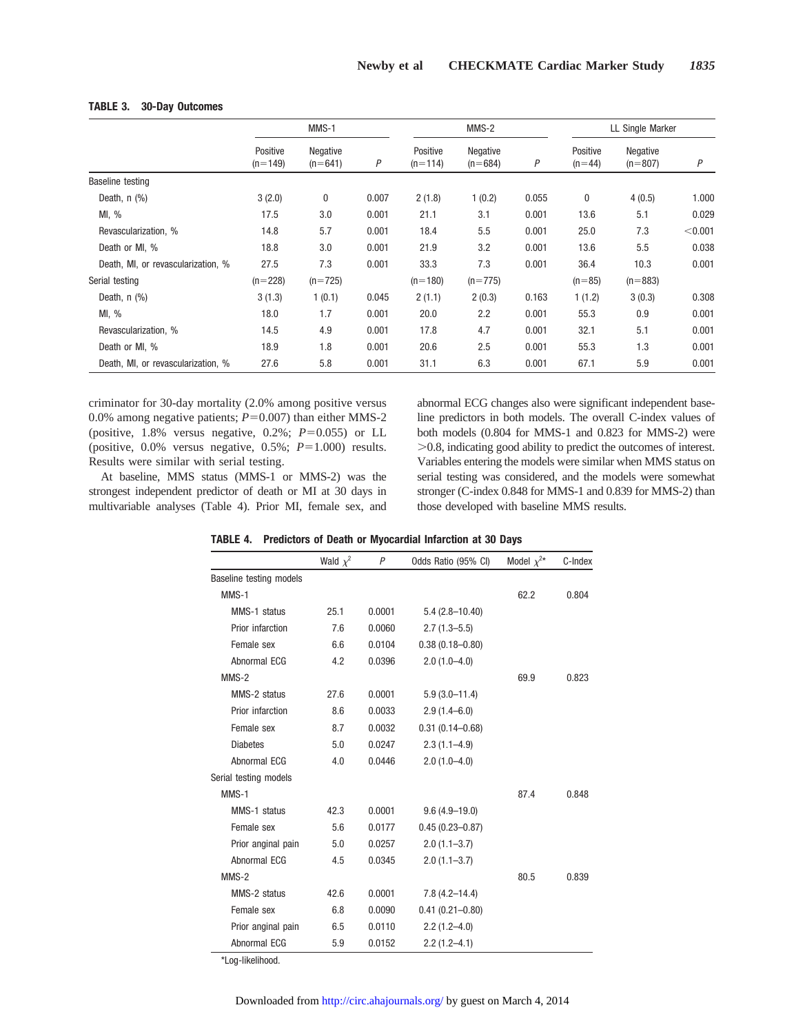**TABLE 3. 30-Day Outcomes**

| | MMS-1 | | | MMS-2 | | | LL Single Marker | | |
|---|---|---|---|---|---|---|---|---|---|
| | Positive (n=149) | Negative (n=641) | *P* | Positive (n=114) | Negative (n=684) | *P* | Positive (n=44) | Negative (n=807) | *P* |
| Baseline testing | | | | | | | | | |
| Death, n (%) | 3 (2.0) | 0 | 0.007 | 2 (1.8) | 1 (0.2) | 0.055 | 0 | 4 (0.5) | 1.000 |
| MI, % | 17.5 | 3.0 | 0.001 | 21.1 | 3.1 | 0.001 | 13.6 | 5.1 | 0.029 |
| Revascularization, % | 14.8 | 5.7 | 0.001 | 18.4 | 5.5 | 0.001 | 25.0 | 7.3 | <0.001 |
| Death or MI, % | 18.8 | 3.0 | 0.001 | 21.9 | 3.2 | 0.001 | 13.6 | 5.5 | 0.038 |
| Death, MI, or revascularization, % | 27.5 | 7.3 | 0.001 | 33.3 | 7.3 | 0.001 | 36.4 | 10.3 | 0.001 |
| Serial testing | (n=228) | (n=725) | | (n=180) | (n=775) | | (n=85) | (n=883) | |
| Death, n (%) | 3 (1.3) | 1 (0.1) | 0.045 | 2 (1.1) | 2 (0.3) | 0.163 | 1 (1.2) | 3 (0.3) | 0.308 |
| MI, % | 18.0 | 1.7 | 0.001 | 20.0 | 2.2 | 0.001 | 55.3 | 0.9 | 0.001 |
| Revascularization, % | 14.5 | 4.9 | 0.001 | 17.8 | 4.7 | 0.001 | 32.1 | 5.1 | 0.001 |
| Death or MI, % | 18.9 | 1.8 | 0.001 | 20.6 | 2.5 | 0.001 | 55.3 | 1.3 | 0.001 |
| Death, MI, or revascularization, % | 27.6 | 5.8 | 0.001 | 31.1 | 6.3 | 0.001 | 67.1 | 5.9 | 0.001 |

criminator for 30-day mortality (2.0% among positive versus 0.0% among negative patients; $P=0.007$) than either MMS-2 (positive, 1.8% versus negative, 0.2%; $P=0.055$) or LL (positive, 0.0% versus negative, 0.5%; $P=1.000$) results. Results were similar with serial testing.

At baseline, MMS status (MMS-1 or MMS-2) was the strongest independent predictor of death or MI at 30 days in multivariable analyses (Table 4). Prior MI, female sex, and abnormal ECG changes also were significant independent baseline predictors in both models. The overall C-index values of both models (0.804 for MMS-1 and 0.823 for MMS-2) were >0.8, indicating good ability to predict the outcomes of interest. Variables entering the models were similar when MMS status on serial testing was considered, and the models were somewhat stronger (C-index 0.848 for MMS-1 and 0.839 for MMS-2) than those developed with baseline MMS results.

**TABLE 4. Predictors of Death or Myocardial Infarction at 30 Days**

| | Wald $\chi^2$ | *P* | Odds Ratio (95% CI) | Model $\chi^{2*}$ | C-Index |
|---|---|---|---|---|---|
| Baseline testing models | | | | | |
| MMS-1 | | | | 62.2 | 0.804 |
| MMS-1 status | 25.1 | 0.0001 | 5.4 (2.8–10.40) | | |
| Prior infarction | 7.6 | 0.0060 | 2.7 (1.3–5.5) | | |
| Female sex | 6.6 | 0.0104 | 0.38 (0.18–0.80) | | |
| Abnormal ECG | 4.2 | 0.0396 | 2.0 (1.0–4.0) | | |
| MMS-2 | | | | 69.9 | 0.823 |
| MMS-2 status | 27.6 | 0.0001 | 5.9 (3.0–11.4) | | |
| Prior infarction | 8.6 | 0.0033 | 2.9 (1.4–6.0) | | |
| Female sex | 8.7 | 0.0032 | 0.31 (0.14–0.68) | | |
| Diabetes | 5.0 | 0.0247 | 2.3 (1.1–4.9) | | |
| Abnormal ECG | 4.0 | 0.0446 | 2.0 (1.0–4.0) | | |
| Serial testing models | | | | | |
| MMS-1 | | | | 87.4 | 0.848 |
| MMS-1 status | 42.3 | 0.0001 | 9.6 (4.9–19.0) | | |
| Female sex | 5.6 | 0.0177 | 0.45 (0.23–0.87) | | |
| Prior anginal pain | 5.0 | 0.0257 | 2.0 (1.1–3.7) | | |
| Abnormal ECG | 4.5 | 0.0345 | 2.0 (1.1–3.7) | | |
| MMS-2 | | | | 80.5 | 0.839 |
| MMS-2 status | 42.6 | 0.0001 | 7.8 (4.2–14.4) | | |
| Female sex | 6.8 | 0.0090 | 0.41 (0.21–0.80) | | |
| Prior anginal pain | 6.5 | 0.0110 | 2.2 (1.2–4.0) | | |
| Abnormal ECG | 5.9 | 0.0152 | 2.2 (1.2–4.1) | | |

*Log-likelihood.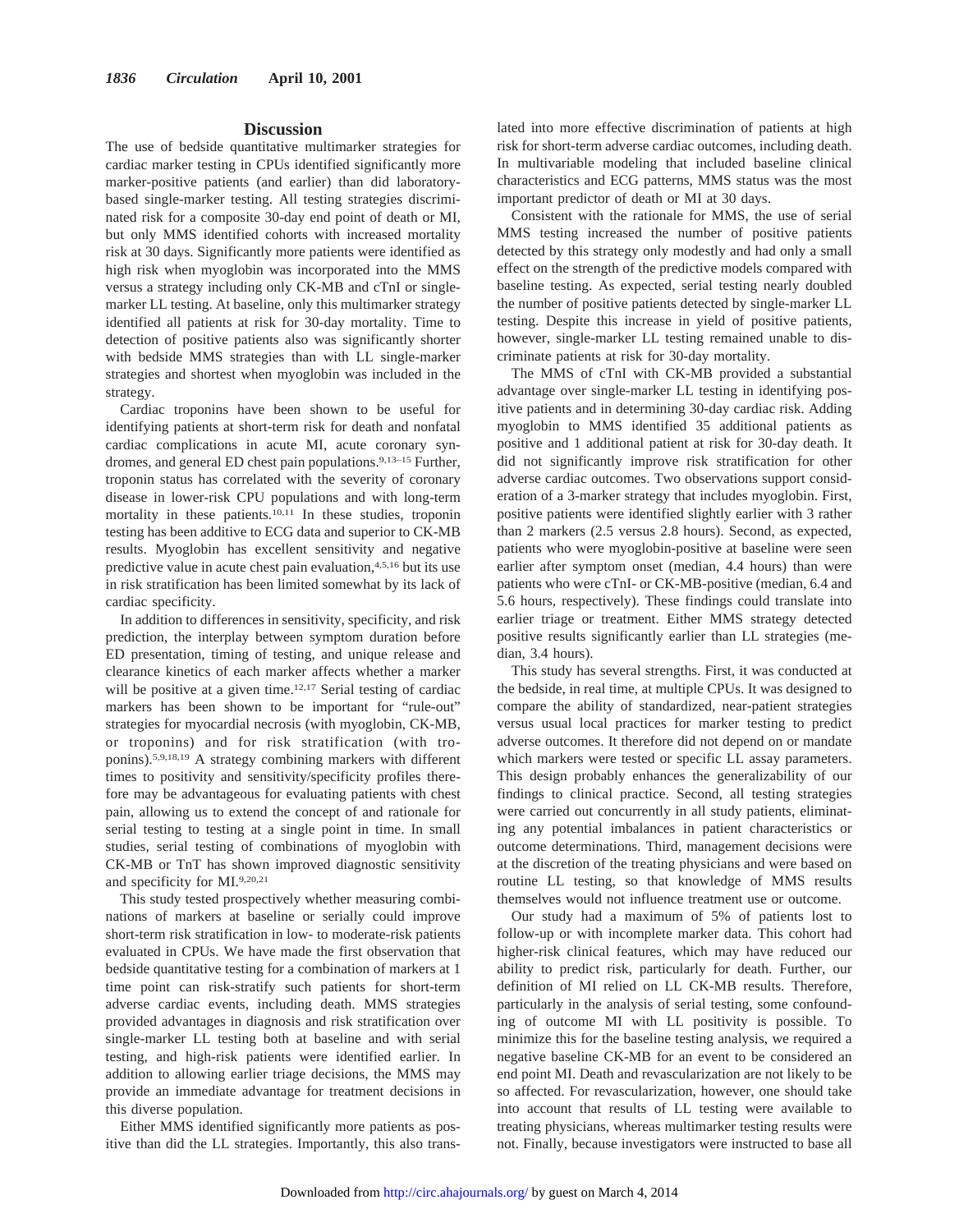## Discussion

The use of bedside quantitative multimarker strategies for cardiac marker testing in CPUs identified significantly more marker-positive patients (and earlier) than did laboratory-based single-marker testing. All testing strategies discriminated risk for a composite 30-day end point of death or MI, but only MMS identified cohorts with increased mortality risk at 30 days. Significantly more patients were identified as high risk when myoglobin was incorporated into the MMS versus a strategy including only CK-MB and cTnI or single-marker LL testing. At baseline, only this multimarker strategy identified all patients at risk for 30-day mortality. Time to detection of positive patients also was significantly shorter with bedside MMS strategies than with LL single-marker strategies and shortest when myoglobin was included in the strategy.

Cardiac troponins have been shown to be useful for identifying patients at short-term risk for death and nonfatal cardiac complications in acute MI, acute coronary syndromes, and general ED chest pain populations.[9,13–15] Further, troponin status has correlated with the severity of coronary disease in lower-risk CPU populations and with long-term mortality in these patients.[10,11] In these studies, troponin testing has been additive to ECG data and superior to CK-MB results. Myoglobin has excellent sensitivity and negative predictive value in acute chest pain evaluation,[4,5,16] but its use in risk stratification has been limited somewhat by its lack of cardiac specificity.

In addition to differences in sensitivity, specificity, and risk prediction, the interplay between symptom duration before ED presentation, timing of testing, and unique release and clearance kinetics of each marker affects whether a marker will be positive at a given time.[12,17] Serial testing of cardiac markers has been shown to be important for "rule-out" strategies for myocardial necrosis (with myoglobin, CK-MB, or troponins) and for risk stratification (with troponins).[5,9,18,19] A strategy combining markers with different times to positivity and sensitivity/specificity profiles therefore may be advantageous for evaluating patients with chest pain, allowing us to extend the concept of and rationale for serial testing to testing at a single point in time. In small studies, serial testing of combinations of myoglobin with CK-MB or TnT has shown improved diagnostic sensitivity and specificity for MI.[9,20,21]

This study tested prospectively whether measuring combinations of markers at baseline or serially could improve short-term risk stratification in low- to moderate-risk patients evaluated in CPUs. We have made the first observation that bedside quantitative testing for a combination of markers at 1 time point can risk-stratify such patients for short-term adverse cardiac events, including death. MMS strategies provided advantages in diagnosis and risk stratification over single-marker LL testing both at baseline and with serial testing, and high-risk patients were identified earlier. In addition to allowing earlier triage decisions, the MMS may provide an immediate advantage for treatment decisions in this diverse population.

Either MMS identified significantly more patients as positive than did the LL strategies. Importantly, this also translated into more effective discrimination of patients at high risk for short-term adverse cardiac outcomes, including death. In multivariable modeling that included baseline clinical characteristics and ECG patterns, MMS status was the most important predictor of death or MI at 30 days.

Consistent with the rationale for MMS, the use of serial MMS testing increased the number of positive patients detected by this strategy only modestly and had only a small effect on the strength of the predictive models compared with baseline testing. As expected, serial testing nearly doubled the number of positive patients detected by single-marker LL testing. Despite this increase in yield of positive patients, however, single-marker LL testing remained unable to discriminate patients at risk for 30-day mortality.

The MMS of cTnI with CK-MB provided a substantial advantage over single-marker LL testing in identifying positive patients and in determining 30-day cardiac risk. Adding myoglobin to MMS identified 35 additional patients as positive and 1 additional patient at risk for 30-day death. It did not significantly improve risk stratification for other adverse cardiac outcomes. Two observations support consideration of a 3-marker strategy that includes myoglobin. First, positive patients were identified slightly earlier with 3 rather than 2 markers (2.5 versus 2.8 hours). Second, as expected, patients who were myoglobin-positive at baseline were seen earlier after symptom onset (median, 4.4 hours) than were patients who were cTnI- or CK-MB-positive (median, 6.4 and 5.6 hours, respectively). These findings could translate into earlier triage or treatment. Either MMS strategy detected positive results significantly earlier than LL strategies (median, 3.4 hours).

This study has several strengths. First, it was conducted at the bedside, in real time, at multiple CPUs. It was designed to compare the ability of standardized, near-patient strategies versus usual local practices for marker testing to predict adverse outcomes. It therefore did not depend on or mandate which markers were tested or specific LL assay parameters. This design probably enhances the generalizability of our findings to clinical practice. Second, all testing strategies were carried out concurrently in all study patients, eliminating any potential imbalances in patient characteristics or outcome determinations. Third, management decisions were at the discretion of the treating physicians and were based on routine LL testing, so that knowledge of MMS results themselves would not influence treatment use or outcome.

Our study had a maximum of 5% of patients lost to follow-up or with incomplete marker data. This cohort had higher-risk clinical features, which may have reduced our ability to predict risk, particularly for death. Further, our definition of MI relied on LL CK-MB results. Therefore, particularly in the analysis of serial testing, some confounding of outcome MI with LL positivity is possible. To minimize this for the baseline testing analysis, we required a negative baseline CK-MB for an event to be considered an end point MI. Death and revascularization are not likely to be so affected. For revascularization, however, one should take into account that results of LL testing were available to treating physicians, whereas multimarker testing results were not. Finally, because investigators were instructed to base all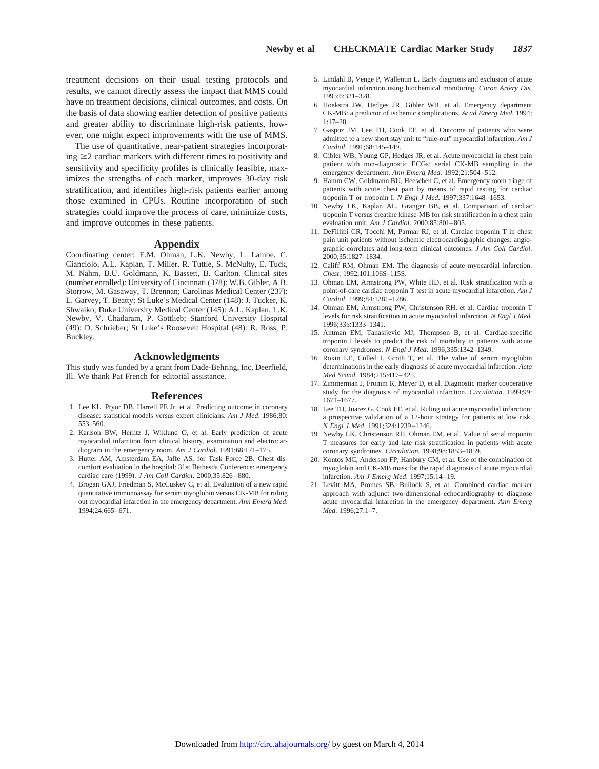treatment decisions on their usual testing protocols and results, we cannot directly assess the impact that MMS could have on treatment decisions, clinical outcomes, and costs. On the basis of data showing earlier detection of positive patients and greater ability to discriminate high-risk patients, however, one might expect improvements with the use of MMS.

The use of quantitative, near-patient strategies incorporating ≥2 cardiac markers with different times to positivity and sensitivity and specificity profiles is clinically feasible, maximizes the strengths of each marker, improves 30-day risk stratification, and identifies high-risk patients earlier among those examined in CPUs. Routine incorporation of such strategies could improve the process of care, minimize costs, and improve outcomes in these patients.

## Appendix

Coordinating center: E.M. Ohman, L.K. Newby, L. Lambe, C. Cianciolo, A.L. Kaplan, T. Miller, R. Tuttle, S. McNulty, E. Tuck, M. Nahm, B.U. Goldmann, K. Bassett, B. Carlton. Clinical sites (number enrolled): University of Cincinnati (378): W.B. Gibler, A.B. Storrow, M. Gasaway, T. Brennan; Carolinas Medical Center (237): L. Garvey, T. Beatty; St Luke's Medical Center (148): J. Tucker, K. Shwaiko; Duke University Medical Center (145): A.L. Kaplan, L.K. Newby, V. Chadaram, P. Gottlieb; Stanford University Hospital (49): D. Schrieber; St Luke's Roosevelt Hospital (48): R. Ross, P. Buckley.

## Acknowledgments

This study was funded by a grant from Dade-Behring, Inc, Deerfield, Ill. We thank Pat French for editorial assistance.

## References

1. Lee KL, Pryor DB, Harrell PE Jr, et al. Predicting outcome in coronary disease: statistical models versus expert clinicians. *Am J Med*. 1986;80:553–560.
2. Karlson BW, Herlitz J, Wiklund O, et al. Early prediction of acute myocardial infarction from clinical history, examination and electrocardiogram in the emergency room. *Am J Cardiol*. 1991;68:171–175.
3. Hutter AM, Amsterdam EA, Jaffe AS, for Task Force 2B. Chest discomfort evaluation in the hospital: 31st Bethesda Conference: emergency cardiac care (1999). *J Am Coll Cardiol*. 2000;35:826–880.
4. Brogan GXJ, Friedman S, McCuskey C, et al. Evaluation of a new rapid quantitative immunoassay for serum myoglobin versus CK-MB for ruling out myocardial infarction in the emergency department. *Ann Emerg Med*. 1994;24:665–671.
5. Lindahl B, Venge P, Wallentin L. Early diagnosis and exclusion of acute myocardial infarction using biochemical monitoring. *Coron Artery Dis*. 1995;6:321–328.
6. Hoekstra JW, Hedges JR, Gibler WB, et al. Emergency department CK-MB: a predictor of ischemic complications. *Acad Emerg Med*. 1994;1:17–28.
7. Gaspoz JM, Lee TH, Cook EF, et al. Outcome of patients who were admitted to a new short stay unit to "rule-out" myocardial infarction. *Am J Cardiol*. 1991;68:145–149.
8. Gibler WB, Young GP, Hedges JR, et al. Acute myocardial in chest pain patient with non-diagnostic ECGs: serial CK-MB sampling in the emergency department. *Ann Emerg Med*. 1992;21:504–512.
9. Hamm CW, Goldmann BU, Heeschen C, et al. Emergency room triage of patients with acute chest pain by means of rapid testing for cardiac troponin T or troponin I. *N Engl J Med*. 1997;337:1648–1653.
10. Newby LK, Kaplan AL, Granger BB, et al. Comparison of cardiac troponin T versus creatine kinase-MB for risk stratification in a chest pain evaluation unit. *Am J Cardiol*. 2000;85:801–805.
11. DeFillipi CR, Tocchi M, Parmar RJ, et al. Cardiac troponin T in chest pain unit patients without ischemic electrocardiographic changes: angiographic correlates and long-term clinical outcomes. *J Am Coll Cardiol*. 2000;35:1827–1834.
12. Califf RM, Ohman EM. The diagnosis of acute myocardial infarction. *Chest*. 1992;101:106S–115S.
13. Ohman EM, Armstrong PW, White HD, et al. Risk stratification with a point-of-care cardiac troponin T test in acute myocardial infarction. *Am J Cardiol*. 1999;84:1281–1286.
14. Ohman EM, Armstrong PW, Christenson RH, et al. Cardiac troponin T levels for risk stratification in acute myocardial infarction. *N Engl J Med*. 1996;335:1333–1341.
15. Antman EM, Tanasijevic MJ, Thompson B, et al. Cardiac-specific troponin I levels to predict the risk of mortality in patients with acute coronary syndromes. *N Engl J Med*. 1996;335:1342–1349.
16. Roxin LE, Culled I, Groth T, et al. The value of serum myoglobin determinations in the early diagnosis of acute myocardial infarction. *Acta Med Scand*. 1984;215:417–425.
17. Zimmerman J, Fromm R, Meyer D, et al. Diagnostic marker cooperative study for the diagnosis of myocardial infarction. *Circulation*. 1999;99:1671–1677.
18. Lee TH, Juarez G, Cook EF, et al. Ruling out acute myocardial infarction: a prospective validation of a 12-hour strategy for patients at low risk. *N Engl J Med*. 1991;324:1239–1246.
19. Newby LK, Christenson RH, Ohman EM, et al. Value of serial troponin T measures for early and late risk stratification in patients with acute coronary syndromes. *Circulation*. 1998;98:1853–1859.
20. Kontos MC, Anderson FP, Hanbury CM, et al. Use of the combination of myoglobin and CK-MB mass for the rapid diagnosis of acute myocardial infarction. *Am J Emerg Med*. 1997;15:14–19.
21. Levitt MA, Promes SB, Bullock S, et al. Combined cardiac marker approach with adjunct two-dimensional echocardiography to diagnose acute myocardial infarction in the emergency department. *Ann Emerg Med*. 1996;27:1–7.